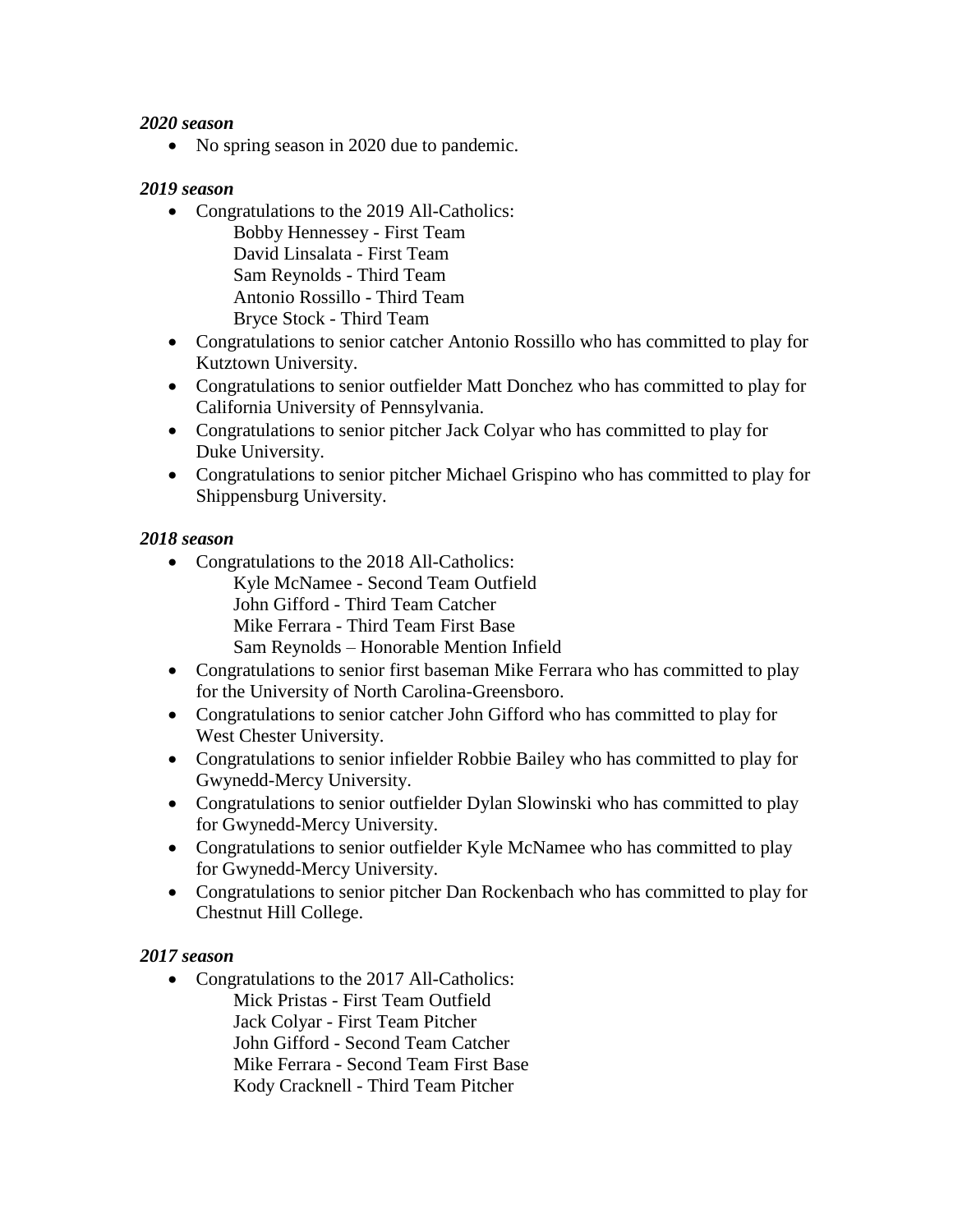*2020 season*

- No spring season in 2020 due to pandemic.

*2019 season*

- Congratulations to the 2019 All-Catholics:
  Bobby Hennessey - First Team
  David Linsalata - First Team
  Sam Reynolds - Third Team
  Antonio Rossillo - Third Team
  Bryce Stock - Third Team
- Congratulations to senior catcher Antonio Rossillo who has committed to play for Kutztown University.
- Congratulations to senior outfielder Matt Donchez who has committed to play for California University of Pennsylvania.
- Congratulations to senior pitcher Jack Colyar who has committed to play for Duke University.
- Congratulations to senior pitcher Michael Grispino who has committed to play for Shippensburg University.

*2018 season*

- Congratulations to the 2018 All-Catholics:
  Kyle McNamee - Second Team Outfield
  John Gifford - Third Team Catcher
  Mike Ferrara - Third Team First Base
  Sam Reynolds – Honorable Mention Infield
- Congratulations to senior first baseman Mike Ferrara who has committed to play for the University of North Carolina-Greensboro.
- Congratulations to senior catcher John Gifford who has committed to play for West Chester University.
- Congratulations to senior infielder Robbie Bailey who has committed to play for Gwynedd-Mercy University.
- Congratulations to senior outfielder Dylan Slowinski who has committed to play for Gwynedd-Mercy University.
- Congratulations to senior outfielder Kyle McNamee who has committed to play for Gwynedd-Mercy University.
- Congratulations to senior pitcher Dan Rockenbach who has committed to play for Chestnut Hill College.

*2017 season*

- Congratulations to the 2017 All-Catholics:
  Mick Pristas - First Team Outfield
  Jack Colyar - First Team Pitcher
  John Gifford - Second Team Catcher
  Mike Ferrara - Second Team First Base
  Kody Cracknell - Third Team Pitcher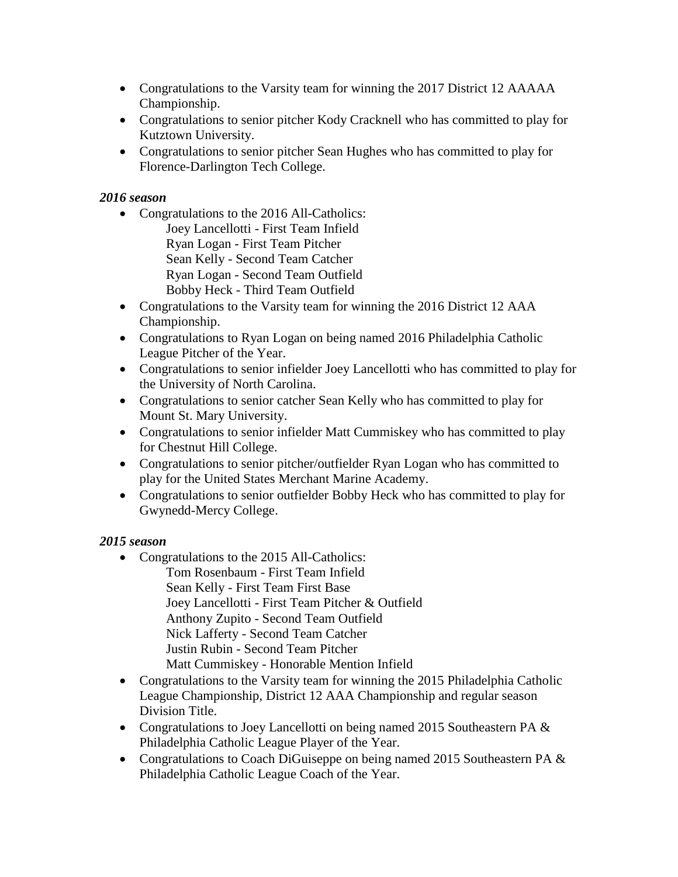- Congratulations to the Varsity team for winning the 2017 District 12 AAAAA Championship.
- Congratulations to senior pitcher Kody Cracknell who has committed to play for Kutztown University.
- Congratulations to senior pitcher Sean Hughes who has committed to play for Florence-Darlington Tech College.

***2016 season***

- Congratulations to the 2016 All-Catholics:
  Joey Lancellotti - First Team Infield
  Ryan Logan - First Team Pitcher
  Sean Kelly - Second Team Catcher
  Ryan Logan - Second Team Outfield
  Bobby Heck - Third Team Outfield
- Congratulations to the Varsity team for winning the 2016 District 12 AAA Championship.
- Congratulations to Ryan Logan on being named 2016 Philadelphia Catholic League Pitcher of the Year.
- Congratulations to senior infielder Joey Lancellotti who has committed to play for the University of North Carolina.
- Congratulations to senior catcher Sean Kelly who has committed to play for Mount St. Mary University.
- Congratulations to senior infielder Matt Cummiskey who has committed to play for Chestnut Hill College.
- Congratulations to senior pitcher/outfielder Ryan Logan who has committed to play for the United States Merchant Marine Academy.
- Congratulations to senior outfielder Bobby Heck who has committed to play for Gwynedd-Mercy College.

***2015 season***

- Congratulations to the 2015 All-Catholics:
  Tom Rosenbaum - First Team Infield
  Sean Kelly - First Team First Base
  Joey Lancellotti - First Team Pitcher & Outfield
  Anthony Zupito - Second Team Outfield
  Nick Lafferty - Second Team Catcher
  Justin Rubin - Second Team Pitcher
  Matt Cummiskey - Honorable Mention Infield
- Congratulations to the Varsity team for winning the 2015 Philadelphia Catholic League Championship, District 12 AAA Championship and regular season Division Title.
- Congratulations to Joey Lancellotti on being named 2015 Southeastern PA & Philadelphia Catholic League Player of the Year.
- Congratulations to Coach DiGuiseppe on being named 2015 Southeastern PA & Philadelphia Catholic League Coach of the Year.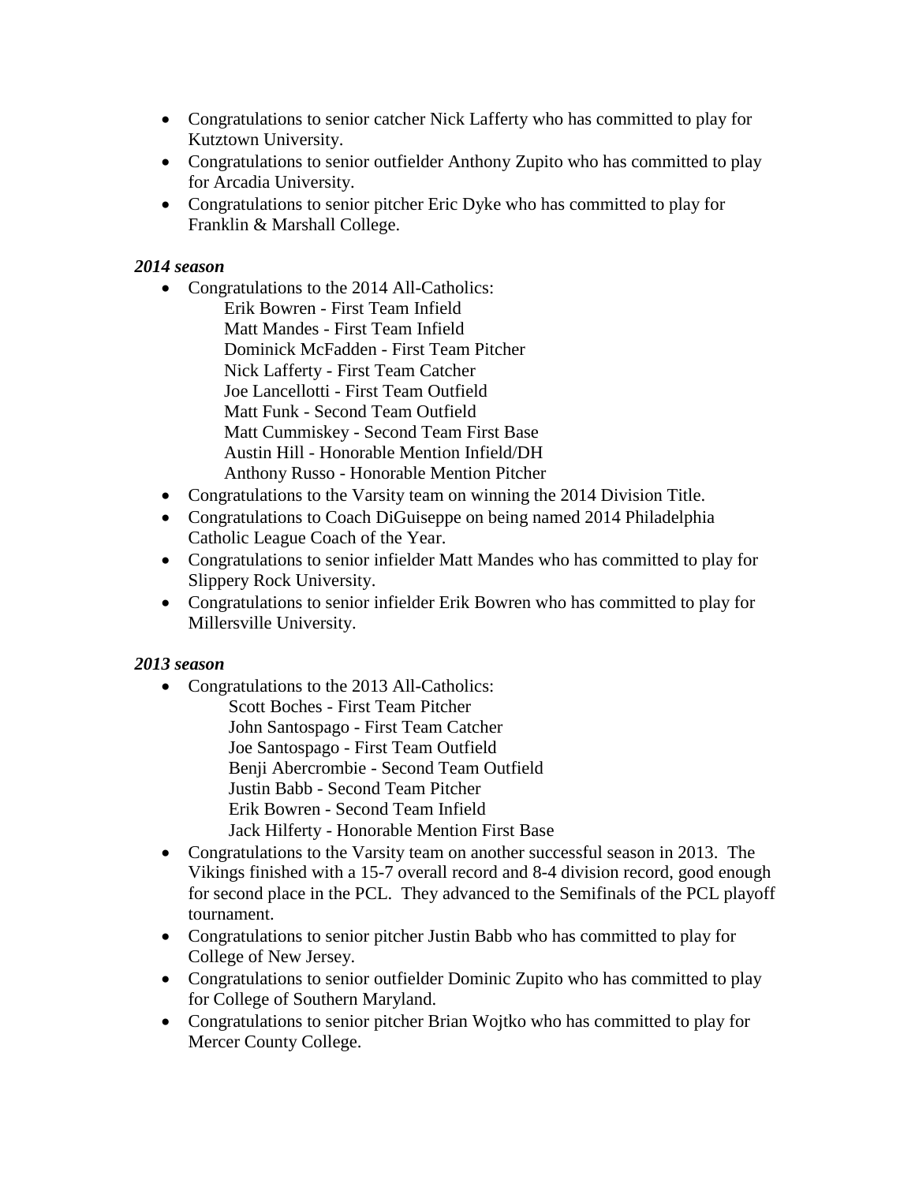- Congratulations to senior catcher Nick Lafferty who has committed to play for Kutztown University.
- Congratulations to senior outfielder Anthony Zupito who has committed to play for Arcadia University.
- Congratulations to senior pitcher Eric Dyke who has committed to play for Franklin & Marshall College.

***2014 season***

- Congratulations to the 2014 All-Catholics:
  - Erik Bowren - First Team Infield
  - Matt Mandes - First Team Infield
  - Dominick McFadden - First Team Pitcher
  - Nick Lafferty - First Team Catcher
  - Joe Lancellotti - First Team Outfield
  - Matt Funk - Second Team Outfield
  - Matt Cummiskey - Second Team First Base
  - Austin Hill - Honorable Mention Infield/DH
  - Anthony Russo - Honorable Mention Pitcher
- Congratulations to the Varsity team on winning the 2014 Division Title.
- Congratulations to Coach DiGuiseppe on being named 2014 Philadelphia Catholic League Coach of the Year.
- Congratulations to senior infielder Matt Mandes who has committed to play for Slippery Rock University.
- Congratulations to senior infielder Erik Bowren who has committed to play for Millersville University.

***2013 season***

- Congratulations to the 2013 All-Catholics:
  - Scott Boches - First Team Pitcher
  - John Santospago - First Team Catcher
  - Joe Santospago - First Team Outfield
  - Benji Abercrombie - Second Team Outfield
  - Justin Babb - Second Team Pitcher
  - Erik Bowren - Second Team Infield
  - Jack Hilferty - Honorable Mention First Base
- Congratulations to the Varsity team on another successful season in 2013. The Vikings finished with a 15-7 overall record and 8-4 division record, good enough for second place in the PCL. They advanced to the Semifinals of the PCL playoff tournament.
- Congratulations to senior pitcher Justin Babb who has committed to play for College of New Jersey.
- Congratulations to senior outfielder Dominic Zupito who has committed to play for College of Southern Maryland.
- Congratulations to senior pitcher Brian Wojtko who has committed to play for Mercer County College.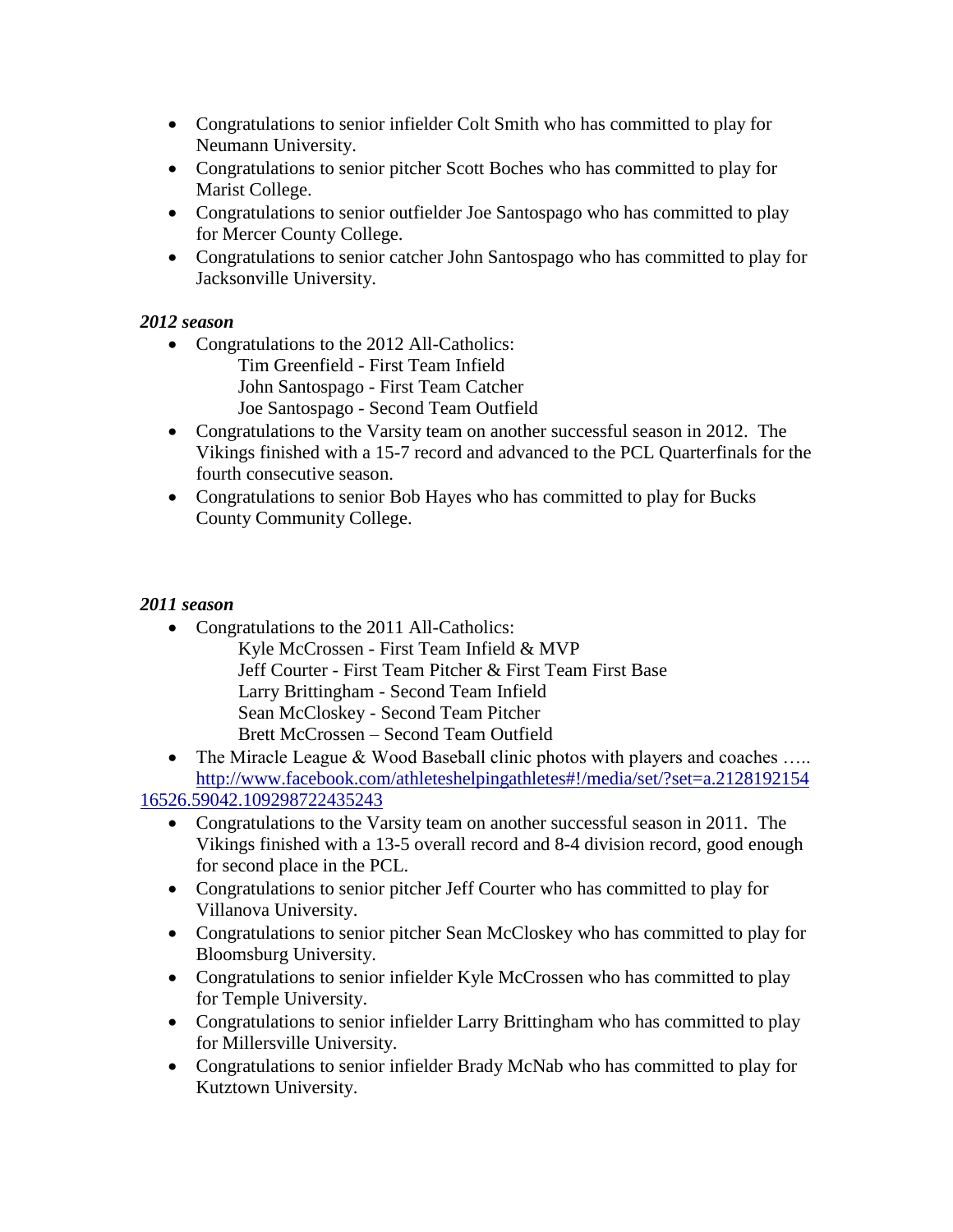- Congratulations to senior infielder Colt Smith who has committed to play for Neumann University.
- Congratulations to senior pitcher Scott Boches who has committed to play for Marist College.
- Congratulations to senior outfielder Joe Santospago who has committed to play for Mercer County College.
- Congratulations to senior catcher John Santospago who has committed to play for Jacksonville University.

***2012 season***

- Congratulations to the 2012 All-Catholics:
  - Tim Greenfield - First Team Infield
  - John Santospago - First Team Catcher
  - Joe Santospago - Second Team Outfield
- Congratulations to the Varsity team on another successful season in 2012. The Vikings finished with a 15-7 record and advanced to the PCL Quarterfinals for the fourth consecutive season.
- Congratulations to senior Bob Hayes who has committed to play for Bucks County Community College.

***2011 season***

- Congratulations to the 2011 All-Catholics:
  - Kyle McCrossen - First Team Infield & MVP
  - Jeff Courter - First Team Pitcher & First Team First Base
  - Larry Brittingham - Second Team Infield
  - Sean McCloskey - Second Team Pitcher
  - Brett McCrossen – Second Team Outfield
- The Miracle League & Wood Baseball clinic photos with players and coaches ….. [http://www.facebook.com/athleteshelpingathletes#!/media/set/?set=a.212819215416526.59042.109298722435243](http://www.facebook.com/athleteshelpingathletes#!/media/set/?set=a.212819215416526.59042.109298722435243)
- Congratulations to the Varsity team on another successful season in 2011. The Vikings finished with a 13-5 overall record and 8-4 division record, good enough for second place in the PCL.
- Congratulations to senior pitcher Jeff Courter who has committed to play for Villanova University.
- Congratulations to senior pitcher Sean McCloskey who has committed to play for Bloomsburg University.
- Congratulations to senior infielder Kyle McCrossen who has committed to play for Temple University.
- Congratulations to senior infielder Larry Brittingham who has committed to play for Millersville University.
- Congratulations to senior infielder Brady McNab who has committed to play for Kutztown University.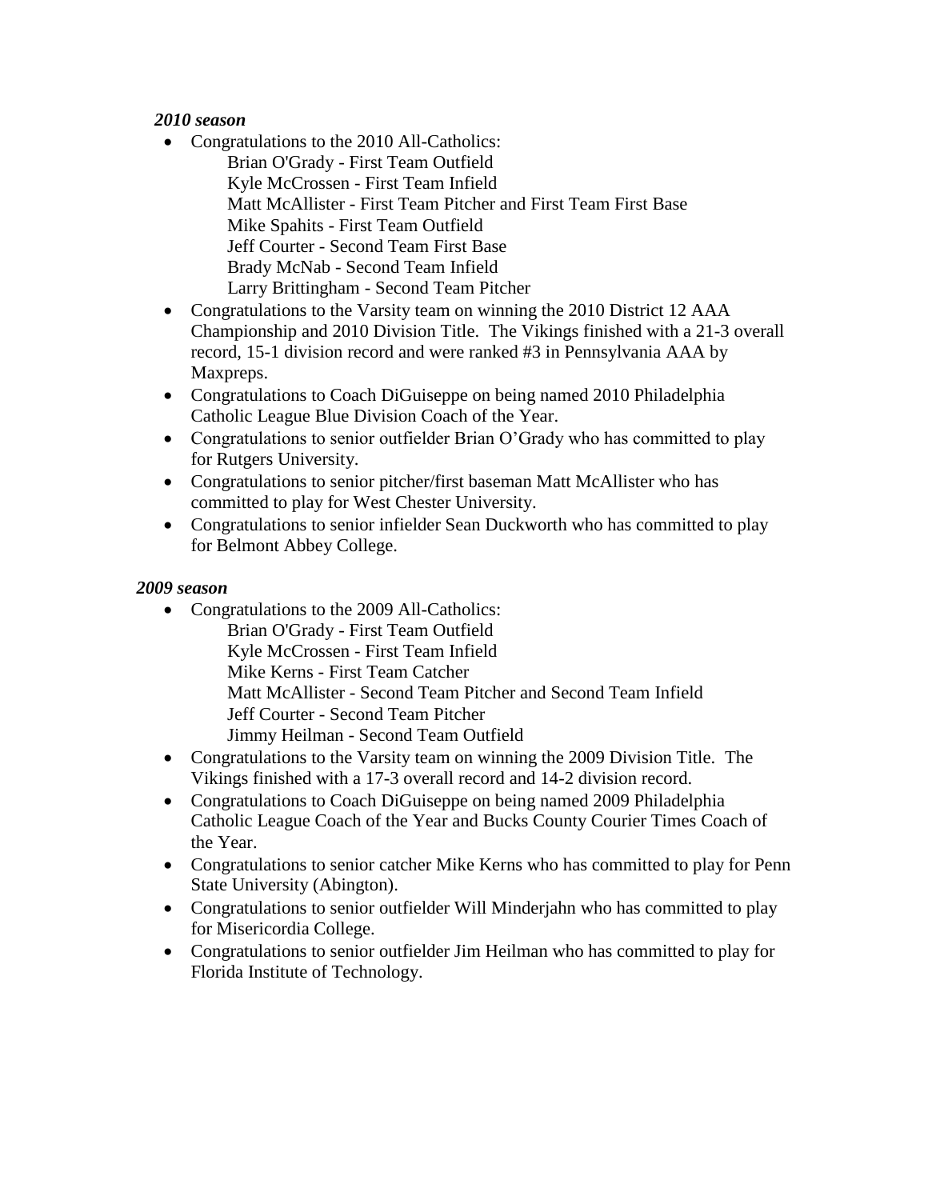*2010 season*

- Congratulations to the 2010 All-Catholics:
  - Brian O'Grady - First Team Outfield
  - Kyle McCrossen - First Team Infield
  - Matt McAllister - First Team Pitcher and First Team First Base
  - Mike Spahits - First Team Outfield
  - Jeff Courter - Second Team First Base
  - Brady McNab - Second Team Infield
  - Larry Brittingham - Second Team Pitcher
- Congratulations to the Varsity team on winning the 2010 District 12 AAA Championship and 2010 Division Title. The Vikings finished with a 21-3 overall record, 15-1 division record and were ranked #3 in Pennsylvania AAA by Maxpreps.
- Congratulations to Coach DiGuiseppe on being named 2010 Philadelphia Catholic League Blue Division Coach of the Year.
- Congratulations to senior outfielder Brian O'Grady who has committed to play for Rutgers University.
- Congratulations to senior pitcher/first baseman Matt McAllister who has committed to play for West Chester University.
- Congratulations to senior infielder Sean Duckworth who has committed to play for Belmont Abbey College.

*2009 season*

- Congratulations to the 2009 All-Catholics:
  - Brian O'Grady - First Team Outfield
  - Kyle McCrossen - First Team Infield
  - Mike Kerns - First Team Catcher
  - Matt McAllister - Second Team Pitcher and Second Team Infield
  - Jeff Courter - Second Team Pitcher
  - Jimmy Heilman - Second Team Outfield
- Congratulations to the Varsity team on winning the 2009 Division Title. The Vikings finished with a 17-3 overall record and 14-2 division record.
- Congratulations to Coach DiGuiseppe on being named 2009 Philadelphia Catholic League Coach of the Year and Bucks County Courier Times Coach of the Year.
- Congratulations to senior catcher Mike Kerns who has committed to play for Penn State University (Abington).
- Congratulations to senior outfielder Will Minderjahn who has committed to play for Misericordia College.
- Congratulations to senior outfielder Jim Heilman who has committed to play for Florida Institute of Technology.